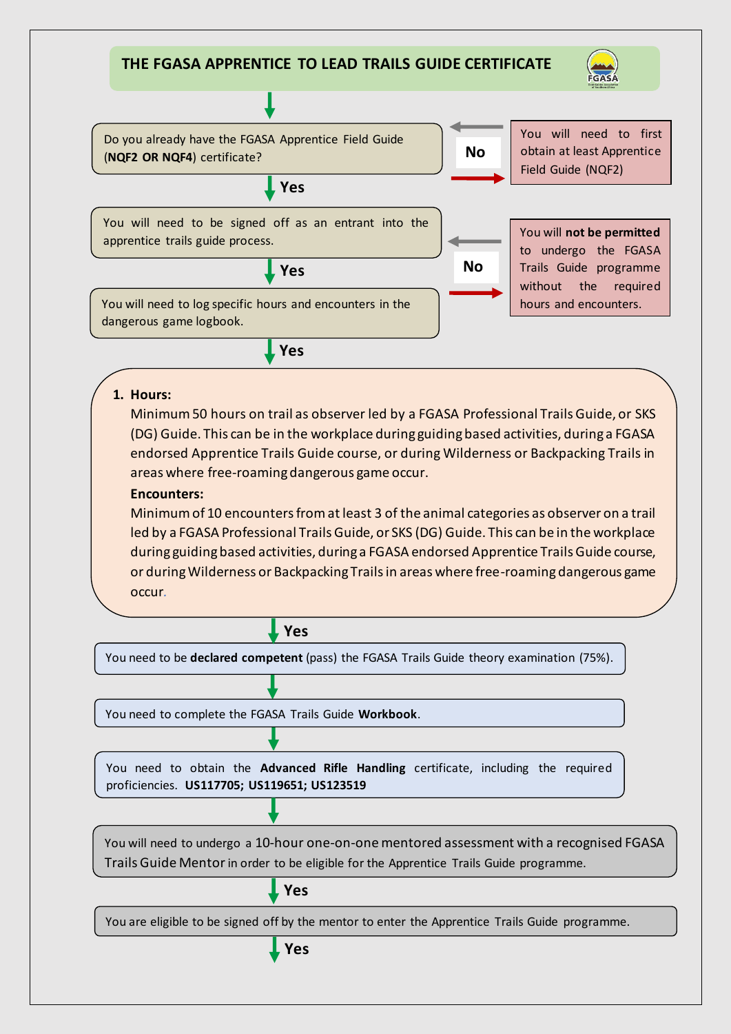# THE FGASA APPRENTICE TO LEAD TRAILS GUIDE CERTIFICATE

Do you already have the FGASA Apprentice Field Guide (**NQF2 OR NQF4**) certificate?

**No** → You will need to first obtain at least Apprentice Field Guide (NQF2)

**Yes**

You will need to be signed off as an entrant into the apprentice trails guide process.

**Yes**

You will need to log specific hours and encounters in the dangerous game logbook.

**No** → You will **not be permitted** to undergo the FGASA Trails Guide programme without the required hours and encounters.

**Yes**

1. **Hours:**
   Minimum 50 hours on trail as observer led by a FGASA Professional Trails Guide, or SKS (DG) Guide. This can be in the workplace during guiding based activities, during a FGASA endorsed Apprentice Trails Guide course, or during Wilderness or Backpacking Trails in areas where free-roaming dangerous game occur.

   **Encounters:**
   Minimum of 10 encounters from at least 3 of the animal categories as observer on a trail led by a FGASA Professional Trails Guide, or SKS (DG) Guide. This can be in the workplace during guiding based activities, during a FGASA endorsed Apprentice Trails Guide course, or during Wilderness or Backpacking Trails in areas where free-roaming dangerous game occur.

**Yes**

You need to be **declared competent** (pass) the FGASA Trails Guide theory examination (75%).

You need to complete the FGASA Trails Guide **Workbook**.

You need to obtain the **Advanced Rifle Handling** certificate, including the required proficiencies. **US117705; US119651; US123519**

You will need to undergo a 10-hour one-on-one mentored assessment with a recognised FGASA Trails Guide Mentor in order to be eligible for the Apprentice Trails Guide programme.

**Yes**

You are eligible to be signed off by the mentor to enter the Apprentice Trails Guide programme.

**Yes**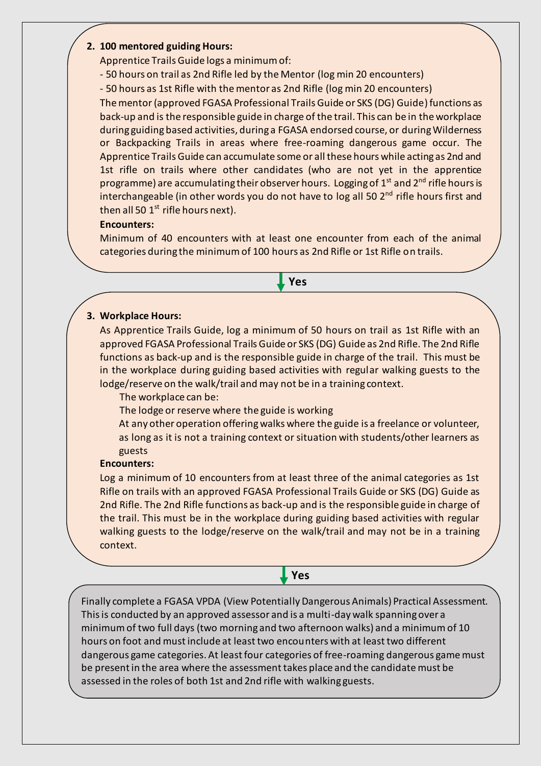**2. 100 mentored guiding Hours:**

Apprentice Trails Guide logs a minimum of:

- 50 hours on trail as 2nd Rifle led by the Mentor (log min 20 encounters)
- 50 hours as 1st Rifle with the mentor as 2nd Rifle (log min 20 encounters)

The mentor (approved FGASA Professional Trails Guide or SKS (DG) Guide) functions as back-up and is the responsible guide in charge of the trail. This can be in the workplace during guiding based activities, during a FGASA endorsed course, or during Wilderness or Backpacking Trails in areas where free-roaming dangerous game occur. The Apprentice Trails Guide can accumulate some or all these hours while acting as 2nd and 1st rifle on trails where other candidates (who are not yet in the apprentice programme) are accumulating their observer hours. Logging of 1st and 2nd rifle hours is interchangeable (in other words you do not have to log all 50 2nd rifle hours first and then all 50 1st rifle hours next).

**Encounters:**

Minimum of 40 encounters with at least one encounter from each of the animal categories during the minimum of 100 hours as 2nd Rifle or 1st Rifle on trails.

**Yes**

**3. Workplace Hours:**

As Apprentice Trails Guide, log a minimum of 50 hours on trail as 1st Rifle with an approved FGASA Professional Trails Guide or SKS (DG) Guide as 2nd Rifle. The 2nd Rifle functions as back-up and is the responsible guide in charge of the trail. This must be in the workplace during guiding based activities with regular walking guests to the lodge/reserve on the walk/trail and may not be in a training context.

The workplace can be:

The lodge or reserve where the guide is working

At any other operation offering walks where the guide is a freelance or volunteer, as long as it is not a training context or situation with students/other learners as guests

**Encounters:**

Log a minimum of 10 encounters from at least three of the animal categories as 1st Rifle on trails with an approved FGASA Professional Trails Guide or SKS (DG) Guide as 2nd Rifle. The 2nd Rifle functions as back-up and is the responsible guide in charge of the trail. This must be in the workplace during guiding based activities with regular walking guests to the lodge/reserve on the walk/trail and may not be in a training context.

**Yes**

Finally complete a FGASA VPDA (View Potentially Dangerous Animals) Practical Assessment. This is conducted by an approved assessor and is a multi-day walk spanning over a minimum of two full days (two morning and two afternoon walks) and a minimum of 10 hours on foot and must include at least two encounters with at least two different dangerous game categories. At least four categories of free-roaming dangerous game must be present in the area where the assessment takes place and the candidate must be assessed in the roles of both 1st and 2nd rifle with walking guests.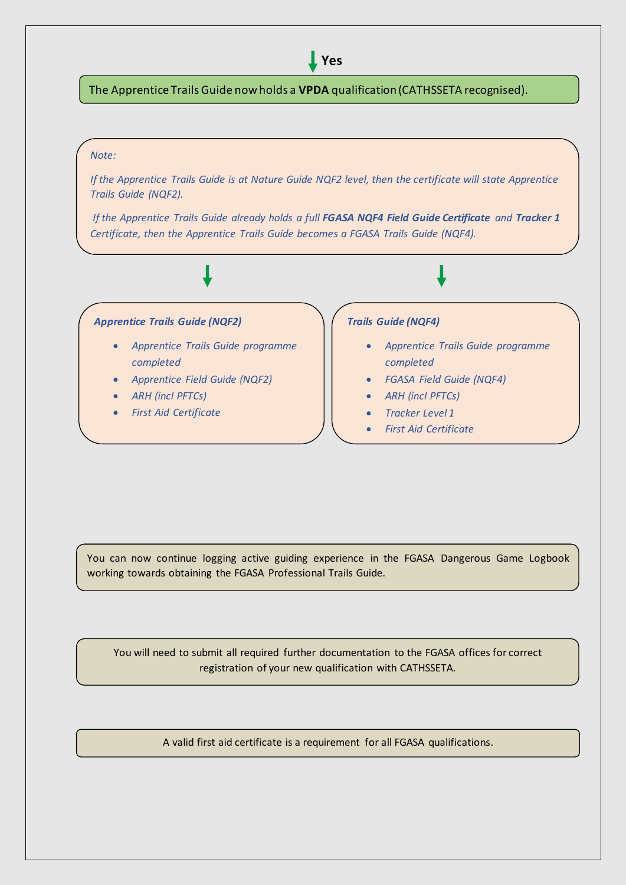**Yes**

The Apprentice Trails Guide now holds a **VPDA** qualification (CATHSSETA recognised).

*Note:*

*If the Apprentice Trails Guide is at Nature Guide NQF2 level, then the certificate will state Apprentice Trails Guide (NQF2).*

*If the Apprentice Trails Guide already holds a full **FGASA NQF4 Field Guide Certificate** and **Tracker 1** Certificate, then the Apprentice Trails Guide becomes a FGASA Trails Guide (NQF4).*

***Apprentice Trails Guide (NQF2)***

- *Apprentice Trails Guide programme completed*
- *Apprentice Field Guide (NQF2)*
- *ARH (incl PFTCs)*
- *First Aid Certificate*

***Trails Guide (NQF4)***

- *Apprentice Trails Guide programme completed*
- *FGASA Field Guide (NQF4)*
- *ARH (incl PFTCs)*
- *Tracker Level 1*
- *First Aid Certificate*

You can now continue logging active guiding experience in the FGASA Dangerous Game Logbook working towards obtaining the FGASA Professional Trails Guide.

You will need to submit all required further documentation to the FGASA offices for correct registration of your new qualification with CATHSSETA.

A valid first aid certificate is a requirement for all FGASA qualifications.